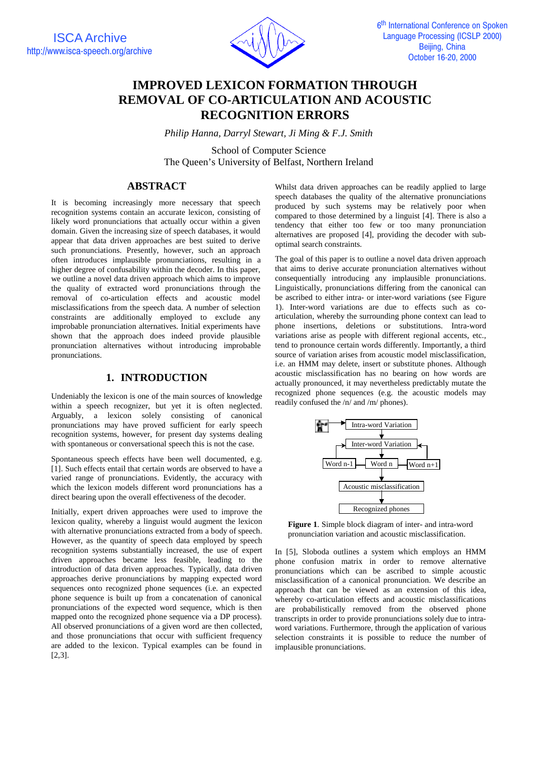# IMPROVED LEXICON FORMATION THROUGH REMOVAL OF CO-ARTICULATION AND ACOUSTIC RECOGNITION ERRORS

*Philip Hanna, Darryl Stewart, Ji Ming & F.J. Smith*

School of Computer Science
The Queen's University of Belfast, Northern Ireland

## ABSTRACT

It is becoming increasingly more necessary that speech recognition systems contain an accurate lexicon, consisting of likely word pronunciations that actually occur within a given domain. Given the increasing size of speech databases, it would appear that data driven approaches are best suited to derive such pronunciations. Presently, however, such an approach often introduces implausible pronunciations, resulting in a higher degree of confusability within the decoder. In this paper, we outline a novel data driven approach which aims to improve the quality of extracted word pronunciations through the removal of co-articulation effects and acoustic model misclassifications from the speech data. A number of selection constraints are additionally employed to exclude any improbable pronunciation alternatives. Initial experiments have shown that the approach does indeed provide plausible pronunciation alternatives without introducing improbable pronunciations.

## 1. INTRODUCTION

Undeniably the lexicon is one of the main sources of knowledge within a speech recognizer, but yet it is often neglected. Arguably, a lexicon solely consisting of canonical pronunciations may have proved sufficient for early speech recognition systems, however, for present day systems dealing with spontaneous or conversational speech this is not the case.

Spontaneous speech effects have been well documented, e.g. [1]. Such effects entail that certain words are observed to have a varied range of pronunciations. Evidently, the accuracy with which the lexicon models different word pronunciations has a direct bearing upon the overall effectiveness of the decoder.

Initially, expert driven approaches were used to improve the lexicon quality, whereby a linguist would augment the lexicon with alternative pronunciations extracted from a body of speech. However, as the quantity of speech data employed by speech recognition systems substantially increased, the use of expert driven approaches became less feasible, leading to the introduction of data driven approaches. Typically, data driven approaches derive pronunciations by mapping expected word sequences onto recognized phone sequences (i.e. an expected phone sequence is built up from a concatenation of canonical pronunciations of the expected word sequence, which is then mapped onto the recognized phone sequence via a DP process). All observed pronunciations of a given word are then collected, and those pronunciations that occur with sufficient frequency are added to the lexicon. Typical examples can be found in [2,3].

Whilst data driven approaches can be readily applied to large speech databases the quality of the alternative pronunciations produced by such systems may be relatively poor when compared to those determined by a linguist [4]. There is also a tendency that either too few or too many pronunciation alternatives are proposed [4], providing the decoder with sub-optimal search constraints.

The goal of this paper is to outline a novel data driven approach that aims to derive accurate pronunciation alternatives without consequentially introducing any implausible pronunciations. Linguistically, pronunciations differing from the canonical can be ascribed to either intra- or inter-word variations (see Figure 1). Inter-word variations are due to effects such as co-articulation, whereby the surrounding phone context can lead to phone insertions, deletions or substitutions. Intra-word variations arise as people with different regional accents, etc., tend to pronounce certain words differently. Importantly, a third source of variation arises from acoustic model misclassification, i.e. an HMM may delete, insert or substitute phones. Although acoustic misclassification has no bearing on how words are actually pronounced, it may nevertheless predictably mutate the recognized phone sequences (e.g. the acoustic models may readily confuse the /n/ and /m/ phones).

Intra-word Variation
Inter-word Variation
Word n-1
Word n
Word n+1
Acoustic misclassification
Recognized phones

**Figure 1**. Simple block diagram of inter- and intra-word pronunciation variation and acoustic misclassification.

In [5], Sloboda outlines a system which employs an HMM phone confusion matrix in order to remove alternative pronunciations which can be ascribed to simple acoustic misclassification of a canonical pronunciation. We describe an approach that can be viewed as an extension of this idea, whereby co-articulation effects and acoustic misclassifications are probabilistically removed from the observed phone transcripts in order to provide pronunciations solely due to intra-word variations. Furthermore, through the application of various selection constraints it is possible to reduce the number of implausible pronunciations.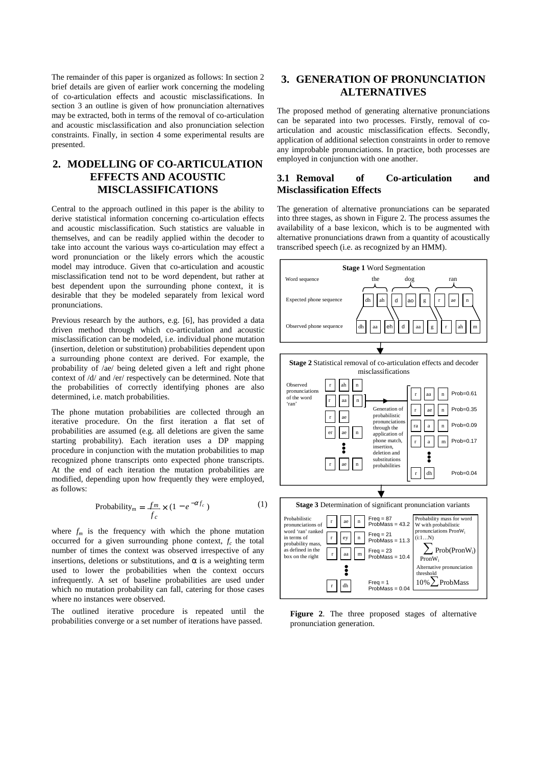The remainder of this paper is organized as follows: In section 2 brief details are given of earlier work concerning the modeling of co-articulation effects and acoustic misclassifications. In section 3 an outline is given of how pronunciation alternatives may be extracted, both in terms of the removal of co-articulation and acoustic misclassification and also pronunciation selection constraints. Finally, in section 4 some experimental results are presented.

## 2. MODELLING OF CO-ARTICULATION EFFECTS AND ACOUSTIC MISCLASSIFICATIONS

Central to the approach outlined in this paper is the ability to derive statistical information concerning co-articulation effects and acoustic misclassification. Such statistics are valuable in themselves, and can be readily applied within the decoder to take into account the various ways co-articulation may effect a word pronunciation or the likely errors which the acoustic model may introduce. Given that co-articulation and acoustic misclassification tend not to be word dependent, but rather at best dependent upon the surrounding phone context, it is desirable that they be modeled separately from lexical word pronunciations.

Previous research by the authors, e.g. [6], has provided a data driven method through which co-articulation and acoustic misclassification can be modeled, i.e. individual phone mutation (insertion, deletion or substitution) probabilities dependent upon a surrounding phone context are derived. For example, the probability of /ae/ being deleted given a left and right phone context of /d/ and /er/ respectively can be determined. Note that the probabilities of correctly identifying phones are also determined, i.e. match probabilities.

The phone mutation probabilities are collected through an iterative procedure. On the first iteration a flat set of probabilities are assumed (e.g. all deletions are given the same starting probability). Each iteration uses a DP mapping procedure in conjunction with the mutation probabilities to map recognized phone transcripts onto expected phone transcripts. At the end of each iteration the mutation probabilities are modified, depending upon how frequently they were employed, as follows:

$$\text{Probability}_m = \frac{f_m}{f_c} \times (1 - e^{-\alpha f_c}) \tag{1}$$

where $f_m$ is the frequency with which the phone mutation occurred for a given surrounding phone context, $f_c$ the total number of times the context was observed irrespective of any insertions, deletions or substitutions, and $\alpha$ is a weighting term used to lower the probabilities when the context occurs infrequently. A set of baseline probabilities are used under which no mutation probability can fall, catering for those cases where no instances were observed.

The outlined iterative procedure is repeated until the probabilities converge or a set number of iterations have passed.

## 3. GENERATION OF PRONUNCIATION ALTERNATIVES

The proposed method of generating alternative pronunciations can be separated into two processes. Firstly, removal of co-articulation and acoustic misclassification effects. Secondly, application of additional selection constraints in order to remove any improbable pronunciations. In practice, both processes are employed in conjunction with one another.

### 3.1 Removal of Co-articulation and Misclassification Effects

The generation of alternative pronunciations can be separated into three stages, as shown in Figure 2. The process assumes the availability of a base lexicon, which is to be augmented with alternative pronunciations drawn from a quantity of acoustically transcribed speech (i.e. as recognized by an HMM).

**Stage 1** Word Segmentation

Word sequence: the dog ran

Expected phone sequence: dh ah d ao g r ae n

Observed phone sequence: dh aa eh d aa g r ah m

**Stage 2** Statistical removal of co-articulation effects and decoder misclassifications

Observed pronunciations of the word 'ran': r ah n; r aa n; r ae; er ae n; r ae n

Generation of probabilistic pronunciations through the application of phone match, insertion, deletion and substitutions probabilities

r aa n Prob=0.61
r ae n Prob=0.35
ra a n Prob=0.09
r a m Prob=0.17
r dh Prob=0.04

**Stage 3** Determination of significant pronunciation variants

Probabilistic pronunciations of word 'ran' ranked in terms of probability mass, as defined in the box on the right

r ae n Freq = 87 ProbMass = 43.2
r ey n Freq = 21 ProbMass = 11.3
r aa m Freq = 23 ProbMass = 10.4
r dh Freq = 1 ProbMass = 0.04

Probability mass for word W with probabilistic pronunciations $PronW_i$ (i:1…N)

$\sum_{PronW_i} \text{Prob}(PronW_i)$

Alternative pronunciation threshold

$10\% \sum \text{ProbMass}$

**Figure 2**. The three proposed stages of alternative pronunciation generation.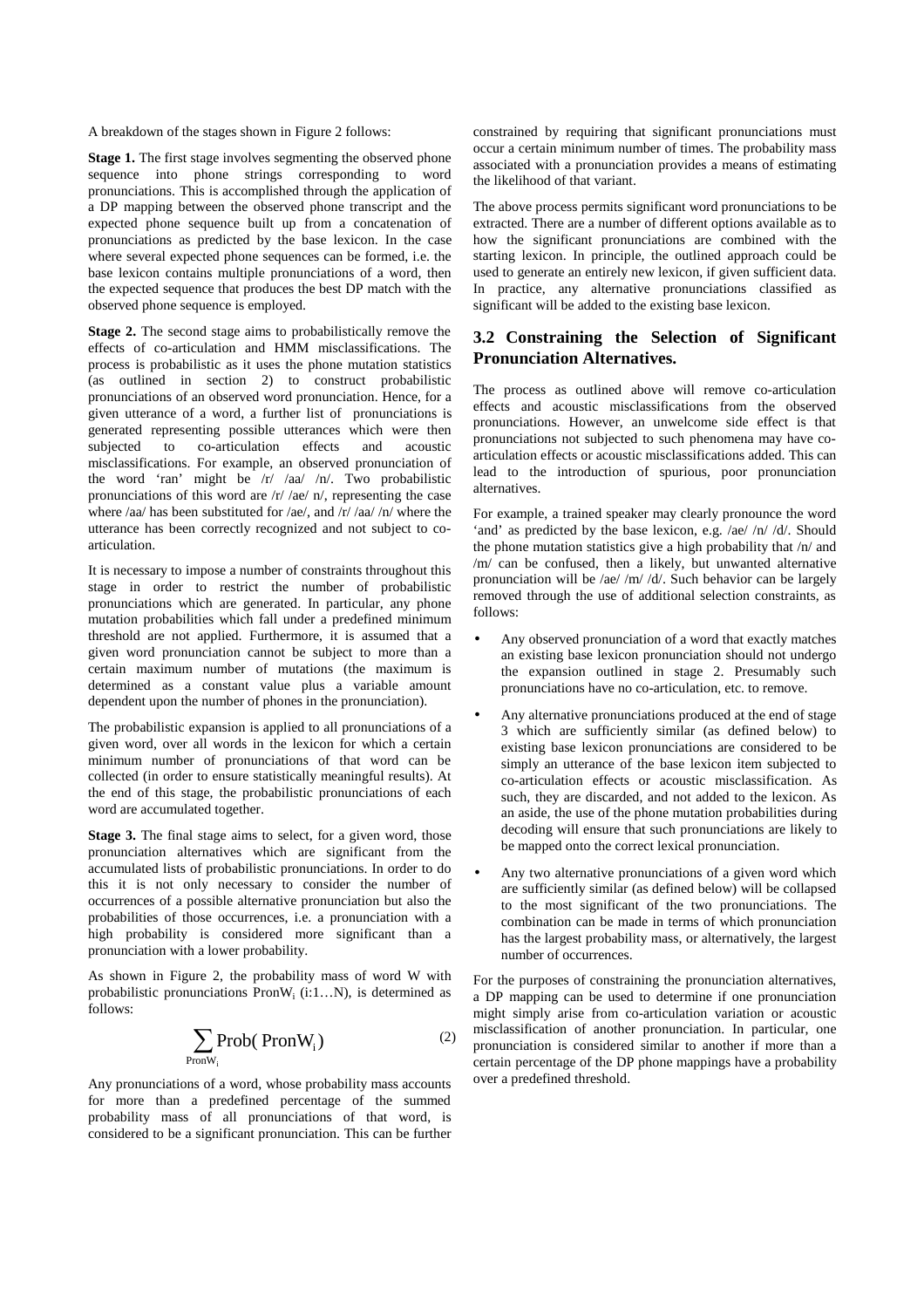A breakdown of the stages shown in Figure 2 follows:

**Stage 1.** The first stage involves segmenting the observed phone sequence into phone strings corresponding to word pronunciations. This is accomplished through the application of a DP mapping between the observed phone transcript and the expected phone sequence built up from a concatenation of pronunciations as predicted by the base lexicon. In the case where several expected phone sequences can be formed, i.e. the base lexicon contains multiple pronunciations of a word, then the expected sequence that produces the best DP match with the observed phone sequence is employed.

**Stage 2.** The second stage aims to probabilistically remove the effects of co-articulation and HMM misclassifications. The process is probabilistic as it uses the phone mutation statistics (as outlined in section 2) to construct probabilistic pronunciations of an observed word pronunciation. Hence, for a given utterance of a word, a further list of pronunciations is generated representing possible utterances which were then subjected to co-articulation effects and acoustic misclassifications. For example, an observed pronunciation of the word 'ran' might be /r/ /aa/ /n/. Two probabilistic pronunciations of this word are /r/ /ae/ n/, representing the case where /aa/ has been substituted for /ae/, and /r/ /aa/ /n/ where the utterance has been correctly recognized and not subject to co-articulation.

It is necessary to impose a number of constraints throughout this stage in order to restrict the number of probabilistic pronunciations which are generated. In particular, any phone mutation probabilities which fall under a predefined minimum threshold are not applied. Furthermore, it is assumed that a given word pronunciation cannot be subject to more than a certain maximum number of mutations (the maximum is determined as a constant value plus a variable amount dependent upon the number of phones in the pronunciation).

The probabilistic expansion is applied to all pronunciations of a given word, over all words in the lexicon for which a certain minimum number of pronunciations of that word can be collected (in order to ensure statistically meaningful results). At the end of this stage, the probabilistic pronunciations of each word are accumulated together.

**Stage 3.** The final stage aims to select, for a given word, those pronunciation alternatives which are significant from the accumulated lists of probabilistic pronunciations. In order to do this it is not only necessary to consider the number of occurrences of a possible alternative pronunciation but also the probabilities of those occurrences, i.e. a pronunciation with a high probability is considered more significant than a pronunciation with a lower probability.

As shown in Figure 2, the probability mass of word W with probabilistic pronunciations $\text{PronW}_i$ (i:1…N), is determined as follows:

$$\sum_{\text{PronW}_i} \text{Prob}(\text{PronW}_i) \tag{2}$$

Any pronunciations of a word, whose probability mass accounts for more than a predefined percentage of the summed probability mass of all pronunciations of that word, is considered to be a significant pronunciation. This can be further constrained by requiring that significant pronunciations must occur a certain minimum number of times. The probability mass associated with a pronunciation provides a means of estimating the likelihood of that variant.

The above process permits significant word pronunciations to be extracted. There are a number of different options available as to how the significant pronunciations are combined with the starting lexicon. In principle, the outlined approach could be used to generate an entirely new lexicon, if given sufficient data. In practice, any alternative pronunciations classified as significant will be added to the existing base lexicon.

## 3.2 Constraining the Selection of Significant Pronunciation Alternatives.

The process as outlined above will remove co-articulation effects and acoustic misclassifications from the observed pronunciations. However, an unwelcome side effect is that pronunciations not subjected to such phenomena may have co-articulation effects or acoustic misclassifications added. This can lead to the introduction of spurious, poor pronunciation alternatives.

For example, a trained speaker may clearly pronounce the word 'and' as predicted by the base lexicon, e.g. /ae/ /n/ /d/. Should the phone mutation statistics give a high probability that /n/ and /m/ can be confused, then a likely, but unwanted alternative pronunciation will be /ae/ /m/ /d/. Such behavior can be largely removed through the use of additional selection constraints, as follows:

- Any observed pronunciation of a word that exactly matches an existing base lexicon pronunciation should not undergo the expansion outlined in stage 2. Presumably such pronunciations have no co-articulation, etc. to remove.
- Any alternative pronunciations produced at the end of stage 3 which are sufficiently similar (as defined below) to existing base lexicon pronunciations are considered to be simply an utterance of the base lexicon item subjected to co-articulation effects or acoustic misclassification. As such, they are discarded, and not added to the lexicon. As an aside, the use of the phone mutation probabilities during decoding will ensure that such pronunciations are likely to be mapped onto the correct lexical pronunciation.
- Any two alternative pronunciations of a given word which are sufficiently similar (as defined below) will be collapsed to the most significant of the two pronunciations. The combination can be made in terms of which pronunciation has the largest probability mass, or alternatively, the largest number of occurrences.

For the purposes of constraining the pronunciation alternatives, a DP mapping can be used to determine if one pronunciation might simply arise from co-articulation variation or acoustic misclassification of another pronunciation. In particular, one pronunciation is considered similar to another if more than a certain percentage of the DP phone mappings have a probability over a predefined threshold.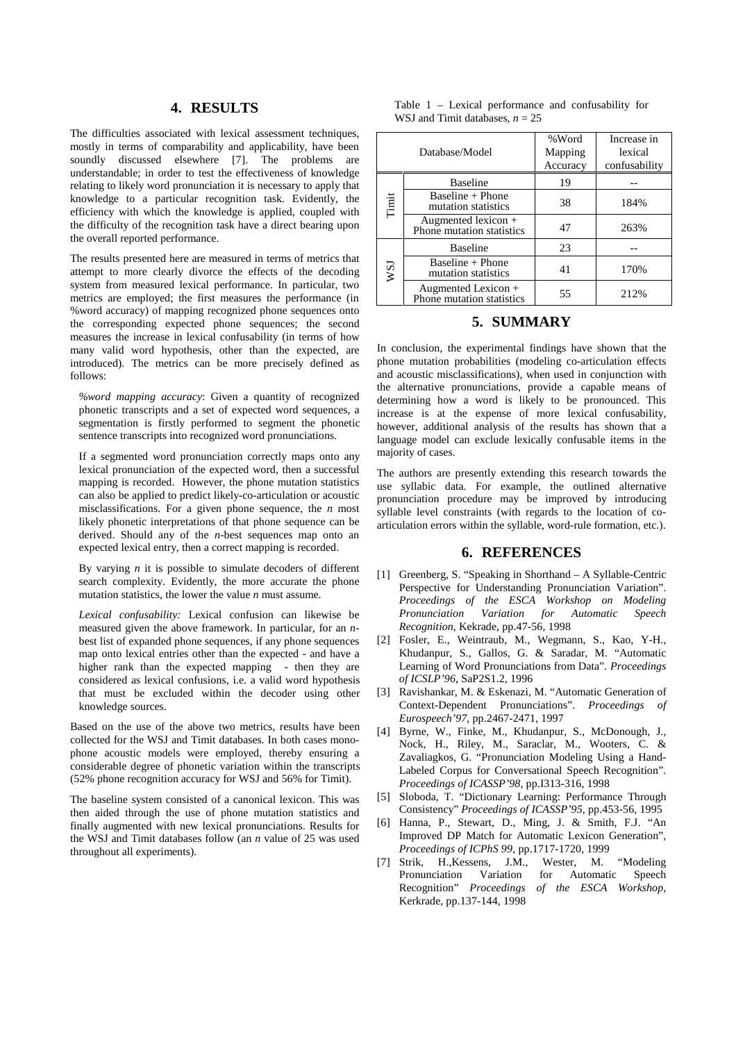## 4. RESULTS

The difficulties associated with lexical assessment techniques, mostly in terms of comparability and applicability, have been soundly discussed elsewhere [7]. The problems are understandable; in order to test the effectiveness of knowledge relating to likely word pronunciation it is necessary to apply that knowledge to a particular recognition task. Evidently, the efficiency with which the knowledge is applied, coupled with the difficulty of the recognition task have a direct bearing upon the overall reported performance.

The results presented here are measured in terms of metrics that attempt to more clearly divorce the effects of the decoding system from measured lexical performance. In particular, two metrics are employed; the first measures the performance (in %word accuracy) of mapping recognized phone sequences onto the corresponding expected phone sequences; the second measures the increase in lexical confusability (in terms of how many valid word hypothesis, other than the expected, are introduced). The metrics can be more precisely defined as follows:

*%word mapping accuracy*: Given a quantity of recognized phonetic transcripts and a set of expected word sequences, a segmentation is firstly performed to segment the phonetic sentence transcripts into recognized word pronunciations.

If a segmented word pronunciation correctly maps onto any lexical pronunciation of the expected word, then a successful mapping is recorded. However, the phone mutation statistics can also be applied to predict likely-co-articulation or acoustic misclassifications. For a given phone sequence, the $n$ most likely phonetic interpretations of that phone sequence can be derived. Should any of the $n$-best sequences map onto an expected lexical entry, then a correct mapping is recorded.

By varying $n$ it is possible to simulate decoders of different search complexity. Evidently, the more accurate the phone mutation statistics, the lower the value $n$ must assume.

*Lexical confusability:* Lexical confusion can likewise be measured given the above framework. In particular, for an $n$-best list of expanded phone sequences, if any phone sequences map onto lexical entries other than the expected - and have a higher rank than the expected mapping - then they are considered as lexical confusions, i.e. a valid word hypothesis that must be excluded within the decoder using other knowledge sources.

Based on the use of the above two metrics, results have been collected for the WSJ and Timit databases. In both cases mono-phone acoustic models were employed, thereby ensuring a considerable degree of phonetic variation within the transcripts (52% phone recognition accuracy for WSJ and 56% for Timit).

The baseline system consisted of a canonical lexicon. This was then aided through the use of phone mutation statistics and finally augmented with new lexical pronunciations. Results for the WSJ and Timit databases follow (an $n$ value of 25 was used throughout all experiments).

Table 1 – Lexical performance and confusability for WSJ and Timit databases, $n = 25$

| Database/Model | | %Word Mapping Accuracy | Increase in lexical confusability |
|---|---|---|---|
| Timit | Baseline | 19 | -- |
| | Baseline + Phone mutation statistics | 38 | 184% |
| | Augmented lexicon + Phone mutation statistics | 47 | 263% |
| WSJ | Baseline | 23 | -- |
| | Baseline + Phone mutation statistics | 41 | 170% |
| | Augmented Lexicon + Phone mutation statistics | 55 | 212% |

## 5. SUMMARY

In conclusion, the experimental findings have shown that the phone mutation probabilities (modeling co-articulation effects and acoustic misclassifications), when used in conjunction with the alternative pronunciations, provide a capable means of determining how a word is likely to be pronounced. This increase is at the expense of more lexical confusability, however, additional analysis of the results has shown that a language model can exclude lexically confusable items in the majority of cases.

The authors are presently extending this research towards the use syllabic data. For example, the outlined alternative pronunciation procedure may be improved by introducing syllable level constraints (with regards to the location of co-articulation errors within the syllable, word-rule formation, etc.).

## 6. REFERENCES

[1] Greenberg, S. "Speaking in Shorthand – A Syllable-Centric Perspective for Understanding Pronunciation Variation". *Proceedings of the ESCA Workshop on Modeling Pronunciation Variation for Automatic Speech Recognition*, Kekrade, pp.47-56, 1998

[2] Fosler, E., Weintraub, M., Wegmann, S., Kao, Y-H., Khudanpur, S., Gallos, G. & Saradar, M. "Automatic Learning of Word Pronunciations from Data". *Proceedings of ICSLP'96*, SaP2S1.2, 1996

[3] Ravishankar, M. & Eskenazi, M. "Automatic Generation of Context-Dependent Pronunciations". *Proceedings of Eurospeech'97*, pp.2467-2471, 1997

[4] Byrne, W., Finke, M., Khudanpur, S., McDonough, J., Nock, H., Riley, M., Saraclar, M., Wooters, C. & Zavaliagkos, G. "Pronunciation Modeling Using a Hand-Labeled Corpus for Conversational Speech Recognition". *Proceedings of ICASSP'98*, pp.I313-316, 1998

[5] Sloboda, T. "Dictionary Learning: Performance Through Consistency" *Proceedings of ICASSP'95*, pp.453-56, 1995

[6] Hanna, P., Stewart, D., Ming, J. & Smith, F.J. "An Improved DP Match for Automatic Lexicon Generation", *Proceedings of ICPhS 99*, pp.1717-1720, 1999

[7] Strik, H.,Kessens, J.M., Wester, M. "Modeling Pronunciation Variation for Automatic Speech Recognition" *Proceedings of the ESCA Workshop*, Kerkrade, pp.137-144, 1998